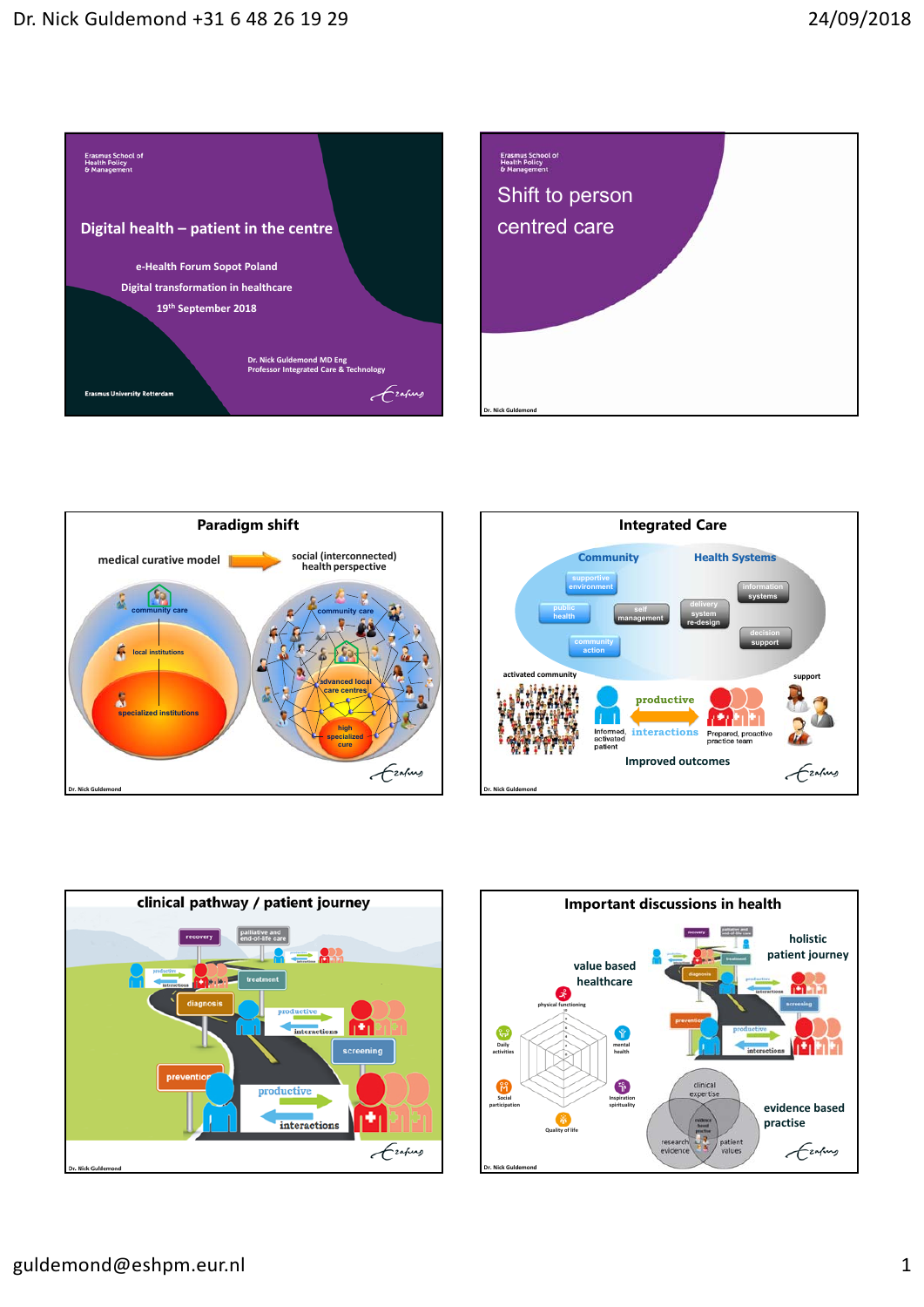## Digital health – patient in the centre

e-Health Forum Sopot Poland

Digital transformation in healthcare

19th September 2018

Dr. Nick Guldemond MD Eng
Professor Integrated Care & Technology

Erasmus School of Health Policy & Management

Erasmus University Rotterdam

## Shift to person centred care

## Paradigm shift

medical curative model → social (interconnected) health perspective

community care

local institutions

specialized institutions

advanced local care centres

high specialized cure

## Integrated Care

Community

Health Systems

supportive environment

public health

self management

community action

delivery system re-design

information systems

decision support

activated community

support

Informed, activated patient

productive interactions

Prepared, proactive practice team

Improved outcomes

## clinical pathway / patient journey

recovery

palliative and end-of-life care

treatment

diagnosis

screening

prevention

productive interactions

## Important discussions in health

value based healthcare

holistic patient journey

evidence based practise

physical functioning

mental health

Inspiration spirituality

Quality of life

Social participation

Daily activities

clinical expertise

research evidence

patient values

evidence based practice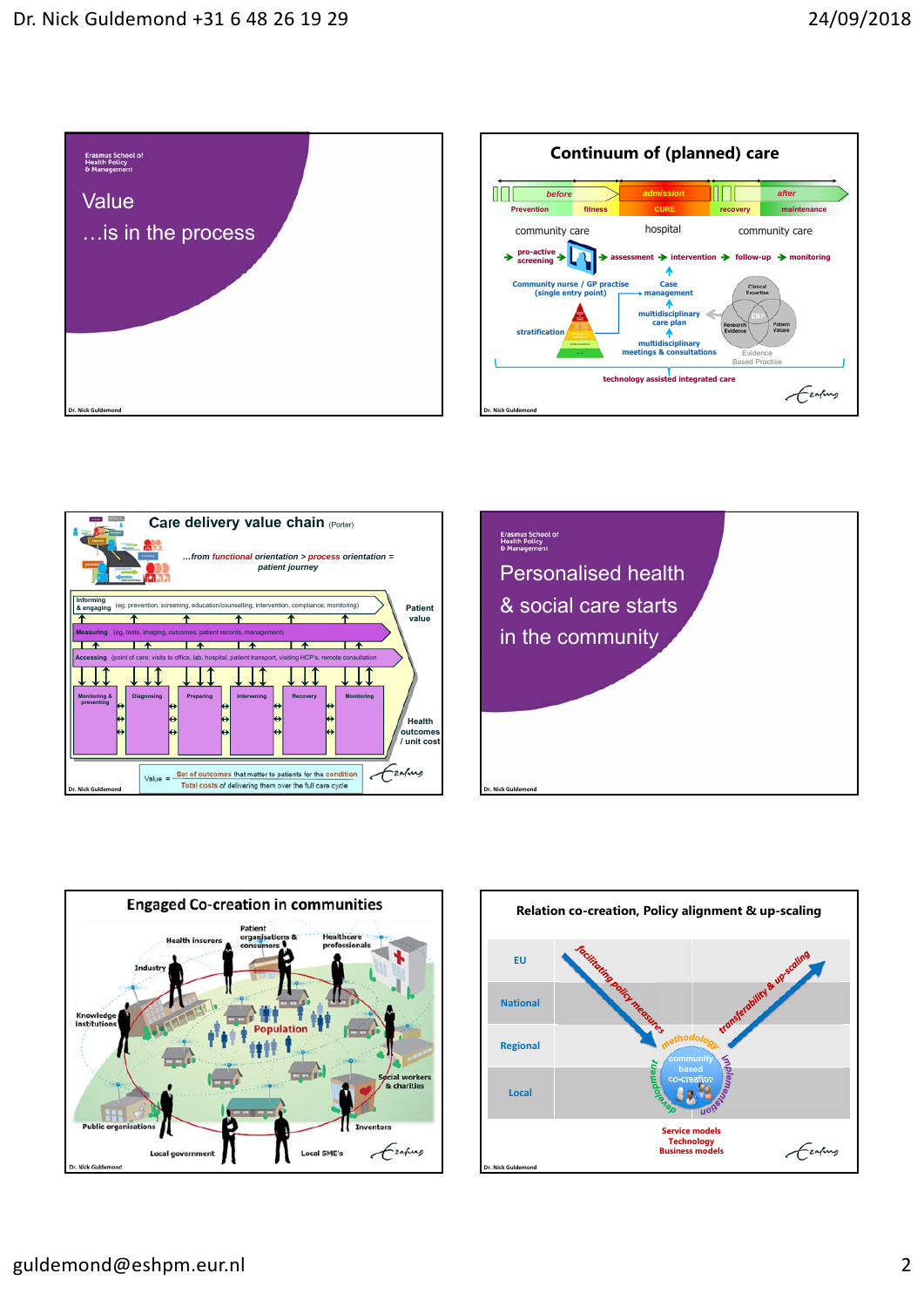## Value

…is in the process

Erasmus School of Health Policy & Management

## Continuum of (planned) care

before — admission — after

Prevention — fitness — CURE — recovery — maintenance

community care — hospital — community care

pro-active screening → assessment → intervention → follow-up → monitoring

Community nurse / GP practise (single entry point)

Case management

stratification

multidisciplinary care plan

multidisciplinary meetings & consultations

Clinical Expertise — EBP — Research Evidence — Patient Values

Evidence Based Practise

technology assisted integrated care

## Care delivery value chain (Porter)

…from functional orientation > process orientation = patient journey

Informing & engaging (eg. prevention, screening, education/counselling, intervention, compliance, monitoring)

Measuring (eg. tests, imaging, outcomes, patient records, management)

Accessing (point of care: visits to office, lab, hospital, patient transport, visiting HCP's, remote consultation)

Monitoring & preventing — Diagnosing — Preparing — Intervening — Recovery — Monitoring

Patient value

Health outcomes / unit cost

Value = Set of outcomes that matter to patients for the condition / Total costs of delivering them over the full care cycle

## Personalised health & social care starts in the community

Erasmus School of Health Policy & Management

## Engaged Co-creation in communities

Health insurers — Patient organisations & consumers — Healthcare professionals — Industry — Knowledge institutions — Population — Social workers & charities — Public organisations — Inventors — Local government — Local SME's

## Relation co-creation, Policy alignment & up-scaling

EU — National — Regional — Local

facilitating policy measures — methodology — transferability & up-scaling

community based co-creation

development — implementation

Service models
Technology
Business models

Dr. Nick Guldemond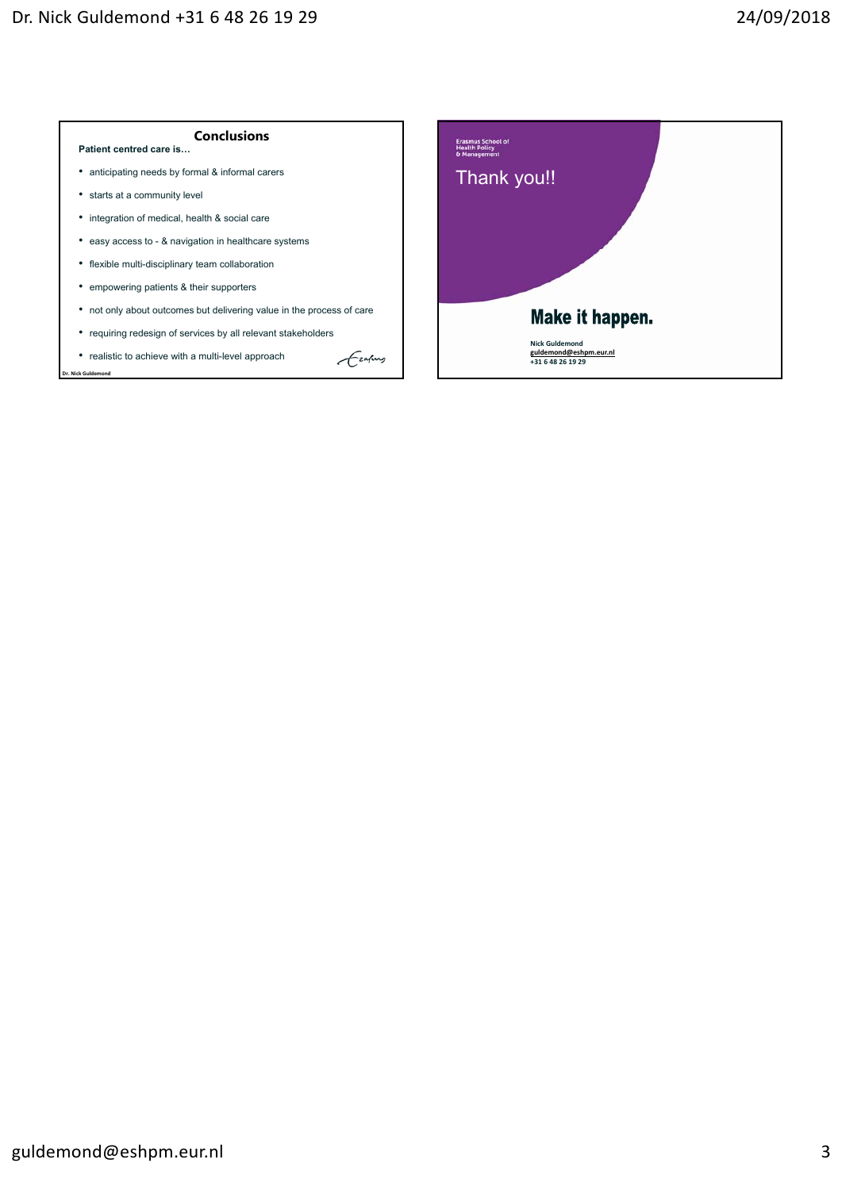## Conclusions

**Patient centred care is…**

- anticipating needs by formal & informal carers
- starts at a community level
- integration of medical, health & social care
- easy access to - & navigation in healthcare systems
- flexible multi-disciplinary team collaboration
- empowering patients & their supporters
- not only about outcomes but delivering value in the process of care
- requiring redesign of services by all relevant stakeholders
- realistic to achieve with a multi-level approach

Dr. Nick Guldemond

Erasmus School of Health Policy & Management

## Thank you!!

**Make it happen.**

Nick Guldemond
guldemond@eshpm.eur.nl
+31 6 48 26 19 29